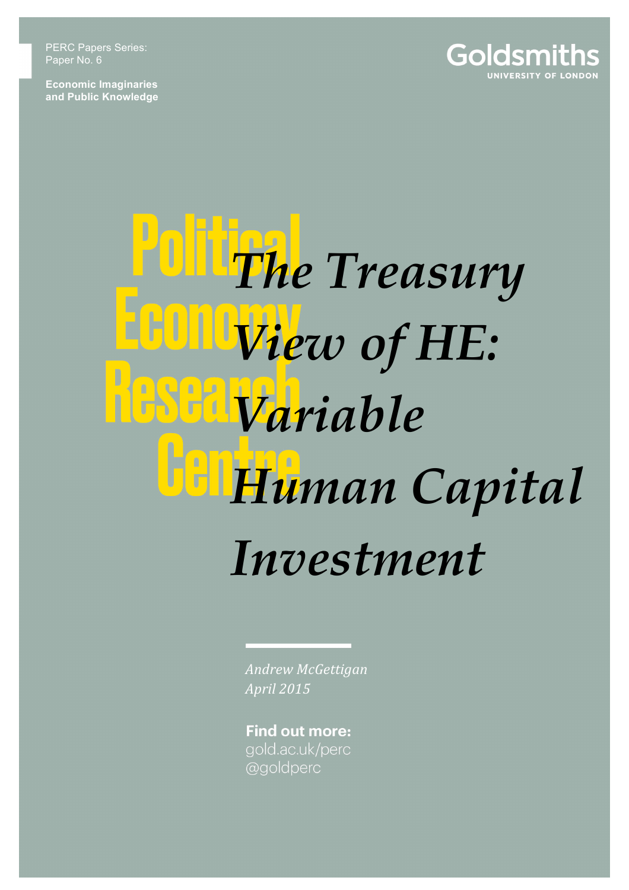PERC Papers Series:
Paper No. 6

**Economic Imaginaries and Public Knowledge**

Goldsmiths
UNIVERSITY OF LONDON

Political Economy Research Centre

# *The Treasury View of HE: Variable Human Capital Investment*

*Andrew McGettigan*
*April 2015*

**Find out more:**
gold.ac.uk/perc
@goldperc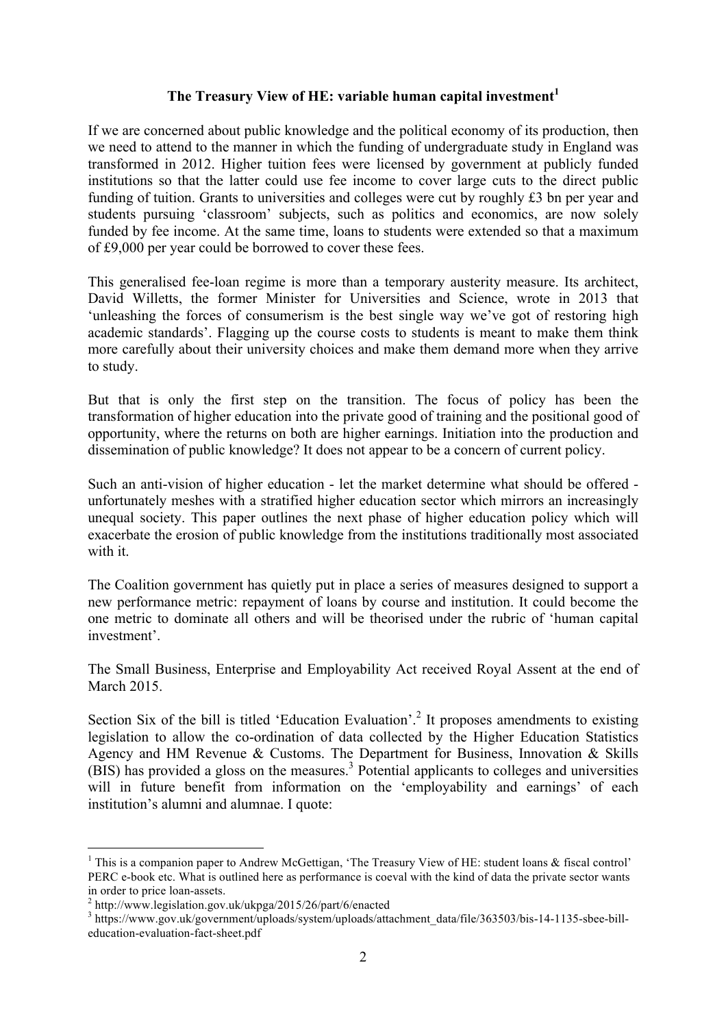## The Treasury View of HE: variable human capital investment[1]

If we are concerned about public knowledge and the political economy of its production, then we need to attend to the manner in which the funding of undergraduate study in England was transformed in 2012. Higher tuition fees were licensed by government at publicly funded institutions so that the latter could use fee income to cover large cuts to the direct public funding of tuition. Grants to universities and colleges were cut by roughly £3 bn per year and students pursuing 'classroom' subjects, such as politics and economics, are now solely funded by fee income. At the same time, loans to students were extended so that a maximum of £9,000 per year could be borrowed to cover these fees.

This generalised fee-loan regime is more than a temporary austerity measure. Its architect, David Willetts, the former Minister for Universities and Science, wrote in 2013 that 'unleashing the forces of consumerism is the best single way we've got of restoring high academic standards'. Flagging up the course costs to students is meant to make them think more carefully about their university choices and make them demand more when they arrive to study.

But that is only the first step on the transition. The focus of policy has been the transformation of higher education into the private good of training and the positional good of opportunity, where the returns on both are higher earnings. Initiation into the production and dissemination of public knowledge? It does not appear to be a concern of current policy.

Such an anti-vision of higher education - let the market determine what should be offered - unfortunately meshes with a stratified higher education sector which mirrors an increasingly unequal society. This paper outlines the next phase of higher education policy which will exacerbate the erosion of public knowledge from the institutions traditionally most associated with it.

The Coalition government has quietly put in place a series of measures designed to support a new performance metric: repayment of loans by course and institution. It could become the one metric to dominate all others and will be theorised under the rubric of 'human capital investment'.

The Small Business, Enterprise and Employability Act received Royal Assent at the end of March 2015.

Section Six of the bill is titled 'Education Evaluation'.[2] It proposes amendments to existing legislation to allow the co-ordination of data collected by the Higher Education Statistics Agency and HM Revenue & Customs. The Department for Business, Innovation & Skills (BIS) has provided a gloss on the measures.[3] Potential applicants to colleges and universities will in future benefit from information on the 'employability and earnings' of each institution's alumni and alumnae. I quote:

---

[1] This is a companion paper to Andrew McGettigan, 'The Treasury View of HE: student loans & fiscal control' PERC e-book etc. What is outlined here as performance is coeval with the kind of data the private sector wants in order to price loan-assets.

[2] http://www.legislation.gov.uk/ukpga/2015/26/part/6/enacted

[3] https://www.gov.uk/government/uploads/system/uploads/attachment_data/file/363503/bis-14-1135-sbee-bill-education-evaluation-fact-sheet.pdf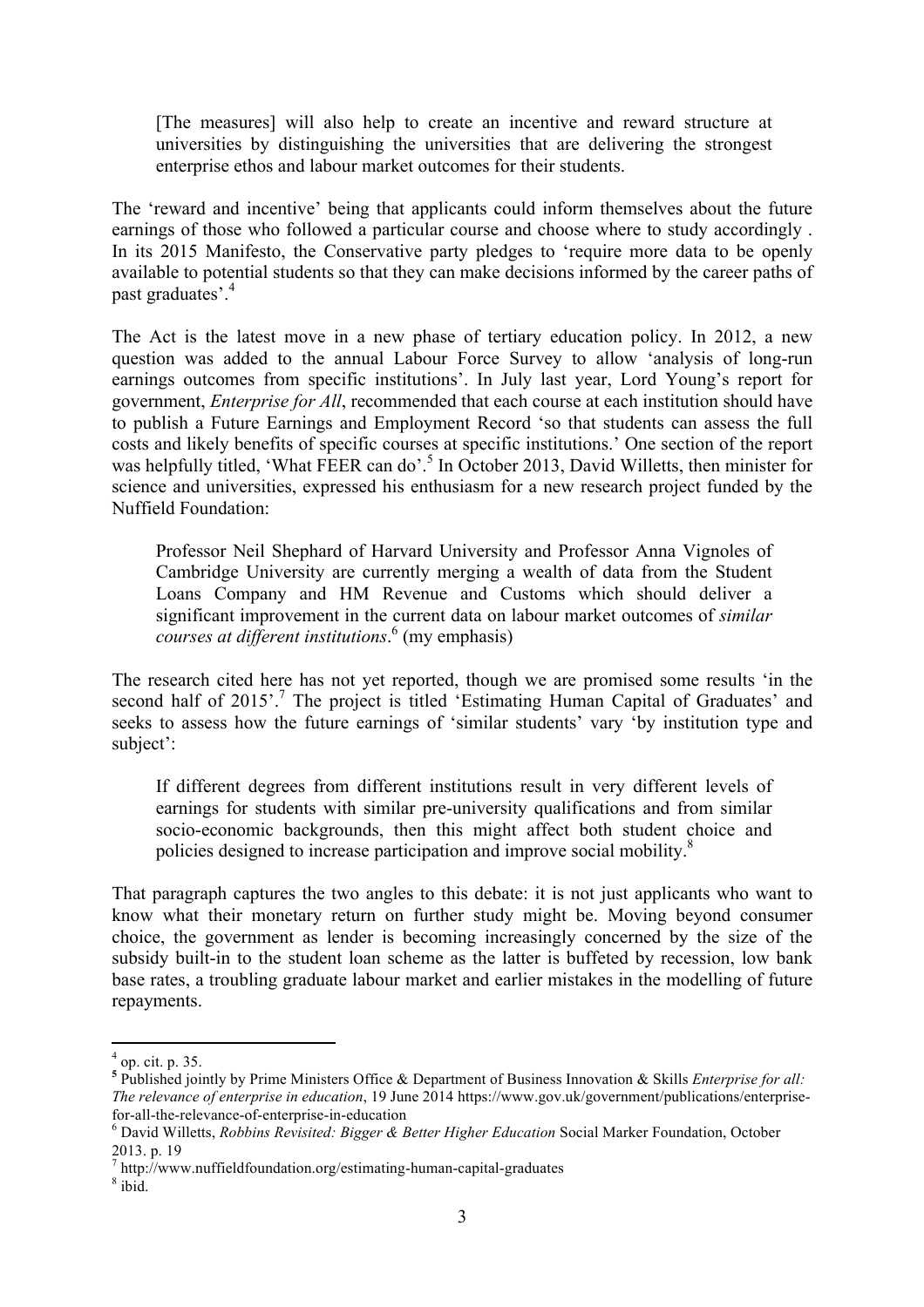> [The measures] will also help to create an incentive and reward structure at universities by distinguishing the universities that are delivering the strongest enterprise ethos and labour market outcomes for their students.

The 'reward and incentive' being that applicants could inform themselves about the future earnings of those who followed a particular course and choose where to study accordingly . In its 2015 Manifesto, the Conservative party pledges to 'require more data to be openly available to potential students so that they can make decisions informed by the career paths of past graduates'.[4]

The Act is the latest move in a new phase of tertiary education policy. In 2012, a new question was added to the annual Labour Force Survey to allow 'analysis of long-run earnings outcomes from specific institutions'. In July last year, Lord Young's report for government, *Enterprise for All*, recommended that each course at each institution should have to publish a Future Earnings and Employment Record 'so that students can assess the full costs and likely benefits of specific courses at specific institutions.' One section of the report was helpfully titled, 'What FEER can do'.[5] In October 2013, David Willetts, then minister for science and universities, expressed his enthusiasm for a new research project funded by the Nuffield Foundation:

> Professor Neil Shephard of Harvard University and Professor Anna Vignoles of Cambridge University are currently merging a wealth of data from the Student Loans Company and HM Revenue and Customs which should deliver a significant improvement in the current data on labour market outcomes of *similar courses at different institutions*.[6] (my emphasis)

The research cited here has not yet reported, though we are promised some results 'in the second half of 2015'.[7] The project is titled 'Estimating Human Capital of Graduates' and seeks to assess how the future earnings of 'similar students' vary 'by institution type and subject':

> If different degrees from different institutions result in very different levels of earnings for students with similar pre-university qualifications and from similar socio-economic backgrounds, then this might affect both student choice and policies designed to increase participation and improve social mobility.[8]

That paragraph captures the two angles to this debate: it is not just applicants who want to know what their monetary return on further study might be. Moving beyond consumer choice, the government as lender is becoming increasingly concerned by the size of the subsidy built-in to the student loan scheme as the latter is buffeted by recession, low bank base rates, a troubling graduate labour market and earlier mistakes in the modelling of future repayments.

---

[4] op. cit. p. 35.

[5] Published jointly by Prime Ministers Office & Department of Business Innovation & Skills *Enterprise for all: The relevance of enterprise in education*, 19 June 2014 https://www.gov.uk/government/publications/enterprise-for-all-the-relevance-of-enterprise-in-education

[6] David Willetts, *Robbins Revisited: Bigger & Better Higher Education* Social Marker Foundation, October 2013. p. 19

[7] http://www.nuffieldfoundation.org/estimating-human-capital-graduates

[8] ibid.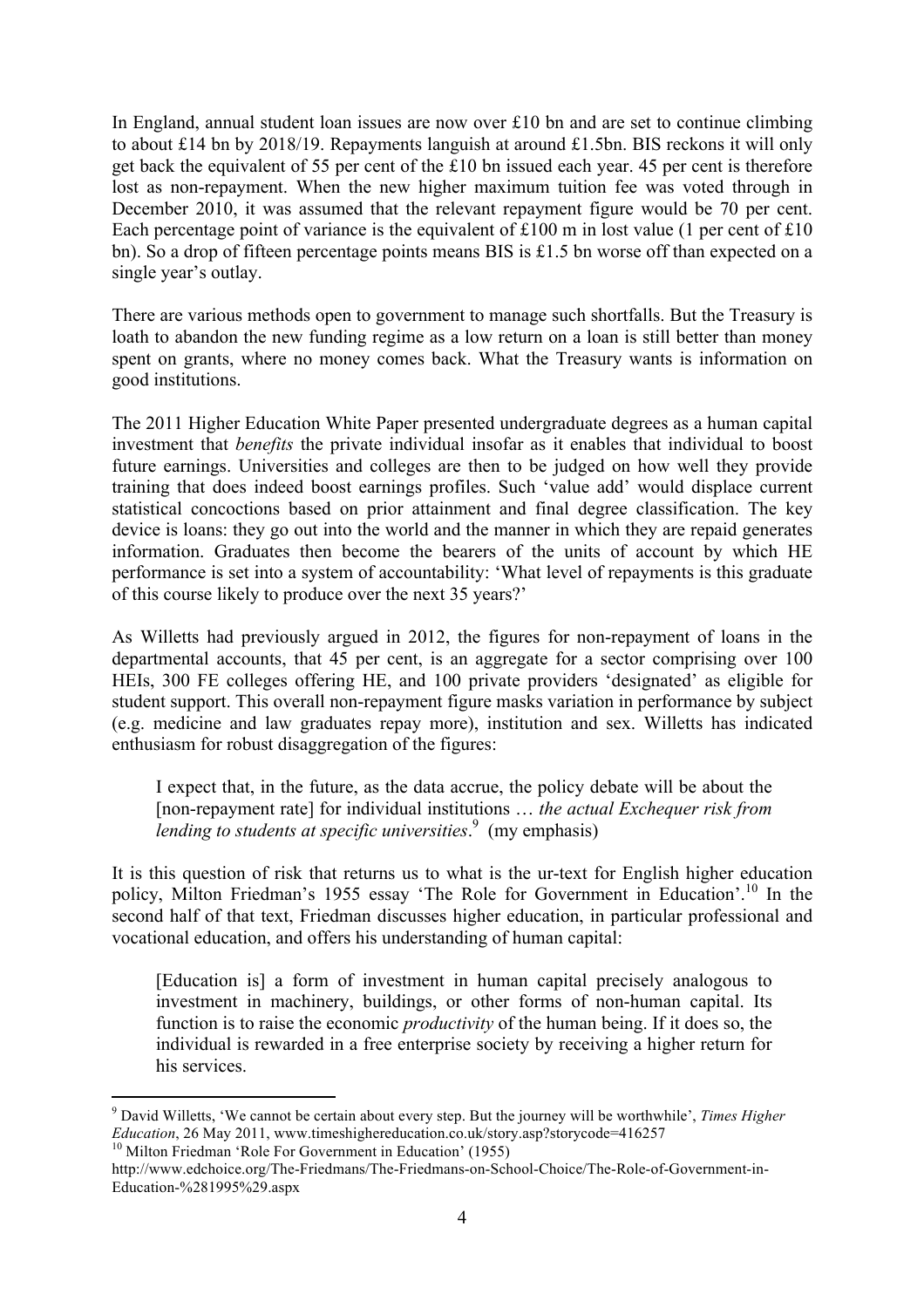In England, annual student loan issues are now over £10 bn and are set to continue climbing to about £14 bn by 2018/19. Repayments languish at around £1.5bn. BIS reckons it will only get back the equivalent of 55 per cent of the £10 bn issued each year. 45 per cent is therefore lost as non-repayment. When the new higher maximum tuition fee was voted through in December 2010, it was assumed that the relevant repayment figure would be 70 per cent. Each percentage point of variance is the equivalent of £100 m in lost value (1 per cent of £10 bn). So a drop of fifteen percentage points means BIS is £1.5 bn worse off than expected on a single year's outlay.

There are various methods open to government to manage such shortfalls. But the Treasury is loath to abandon the new funding regime as a low return on a loan is still better than money spent on grants, where no money comes back. What the Treasury wants is information on good institutions.

The 2011 Higher Education White Paper presented undergraduate degrees as a human capital investment that *benefits* the private individual insofar as it enables that individual to boost future earnings. Universities and colleges are then to be judged on how well they provide training that does indeed boost earnings profiles. Such 'value add' would displace current statistical concoctions based on prior attainment and final degree classification. The key device is loans: they go out into the world and the manner in which they are repaid generates information. Graduates then become the bearers of the units of account by which HE performance is set into a system of accountability: 'What level of repayments is this graduate of this course likely to produce over the next 35 years?'

As Willetts had previously argued in 2012, the figures for non-repayment of loans in the departmental accounts, that 45 per cent, is an aggregate for a sector comprising over 100 HEIs, 300 FE colleges offering HE, and 100 private providers 'designated' as eligible for student support. This overall non-repayment figure masks variation in performance by subject (e.g. medicine and law graduates repay more), institution and sex. Willetts has indicated enthusiasm for robust disaggregation of the figures:

> I expect that, in the future, as the data accrue, the policy debate will be about the [non-repayment rate] for individual institutions … *the actual Exchequer risk from lending to students at specific universities*.[9] (my emphasis)

It is this question of risk that returns us to what is the ur-text for English higher education policy, Milton Friedman's 1955 essay 'The Role for Government in Education'.[10] In the second half of that text, Friedman discusses higher education, in particular professional and vocational education, and offers his understanding of human capital:

> [Education is] a form of investment in human capital precisely analogous to investment in machinery, buildings, or other forms of non-human capital. Its function is to raise the economic *productivity* of the human being. If it does so, the individual is rewarded in a free enterprise society by receiving a higher return for his services.

---

[9] David Willetts, 'We cannot be certain about every step. But the journey will be worthwhile', *Times Higher Education*, 26 May 2011, www.timeshighereducation.co.uk/story.asp?storycode=416257

[10] Milton Friedman 'Role For Government in Education' (1955) http://www.edchoice.org/The-Friedmans/The-Friedmans-on-School-Choice/The-Role-of-Government-in-Education-%281995%29.aspx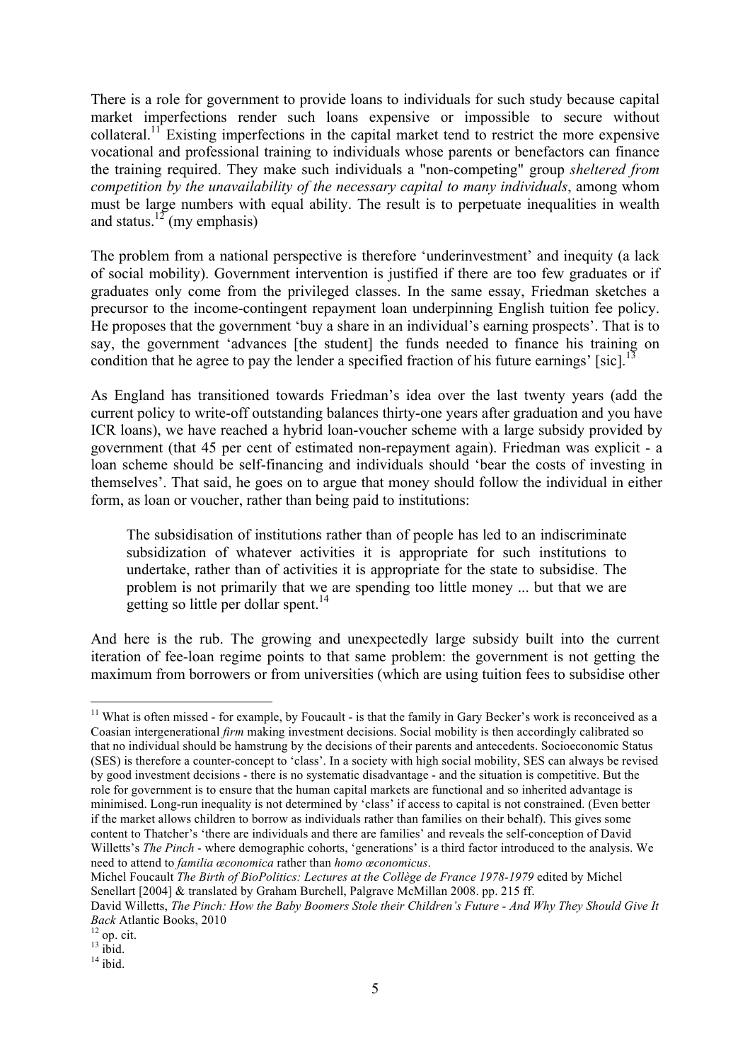There is a role for government to provide loans to individuals for such study because capital market imperfections render such loans expensive or impossible to secure without collateral.[11] Existing imperfections in the capital market tend to restrict the more expensive vocational and professional training to individuals whose parents or benefactors can finance the training required. They make such individuals a "non-competing" group *sheltered from competition by the unavailability of the necessary capital to many individuals*, among whom must be large numbers with equal ability. The result is to perpetuate inequalities in wealth and status.[12] (my emphasis)

The problem from a national perspective is therefore 'underinvestment' and inequity (a lack of social mobility). Government intervention is justified if there are too few graduates or if graduates only come from the privileged classes. In the same essay, Friedman sketches a precursor to the income-contingent repayment loan underpinning English tuition fee policy. He proposes that the government 'buy a share in an individual's earning prospects'. That is to say, the government 'advances [the student] the funds needed to finance his training on condition that he agree to pay the lender a specified fraction of his future earnings' [sic].[13]

As England has transitioned towards Friedman's idea over the last twenty years (add the current policy to write-off outstanding balances thirty-one years after graduation and you have ICR loans), we have reached a hybrid loan-voucher scheme with a large subsidy provided by government (that 45 per cent of estimated non-repayment again). Friedman was explicit - a loan scheme should be self-financing and individuals should 'bear the costs of investing in themselves'. That said, he goes on to argue that money should follow the individual in either form, as loan or voucher, rather than being paid to institutions:

> The subsidisation of institutions rather than of people has led to an indiscriminate subsidization of whatever activities it is appropriate for such institutions to undertake, rather than of activities it is appropriate for the state to subsidise. The problem is not primarily that we are spending too little money ... but that we are getting so little per dollar spent.[14]

And here is the rub. The growing and unexpectedly large subsidy built into the current iteration of fee-loan regime points to that same problem: the government is not getting the maximum from borrowers or from universities (which are using tuition fees to subsidise other

---

[11] What is often missed - for example, by Foucault - is that the family in Gary Becker's work is reconceived as a Coasian intergenerational *firm* making investment decisions. Social mobility is then accordingly calibrated so that no individual should be hamstrung by the decisions of their parents and antecedents. Socioeconomic Status (SES) is therefore a counter-concept to 'class'. In a society with high social mobility, SES can always be revised by good investment decisions - there is no systematic disadvantage - and the situation is competitive. But the role for government is to ensure that the human capital markets are functional and so inherited advantage is minimised. Long-run inequality is not determined by 'class' if access to capital is not constrained. (Even better if the market allows children to borrow as individuals rather than families on their behalf). This gives some content to Thatcher's 'there are individuals and there are families' and reveals the self-conception of David Willetts's *The Pinch* - where demographic cohorts, 'generations' is a third factor introduced to the analysis. We need to attend to *familia œconomica* rather than *homo œconomicus*.

Michel Foucault *The Birth of BioPolitics: Lectures at the Collège de France 1978-1979* edited by Michel Senellart [2004] & translated by Graham Burchell, Palgrave McMillan 2008. pp. 215 ff.

David Willetts, *The Pinch: How the Baby Boomers Stole their Children's Future - And Why They Should Give It Back* Atlantic Books, 2010

[12] op. cit.

[13] ibid.

[14] ibid.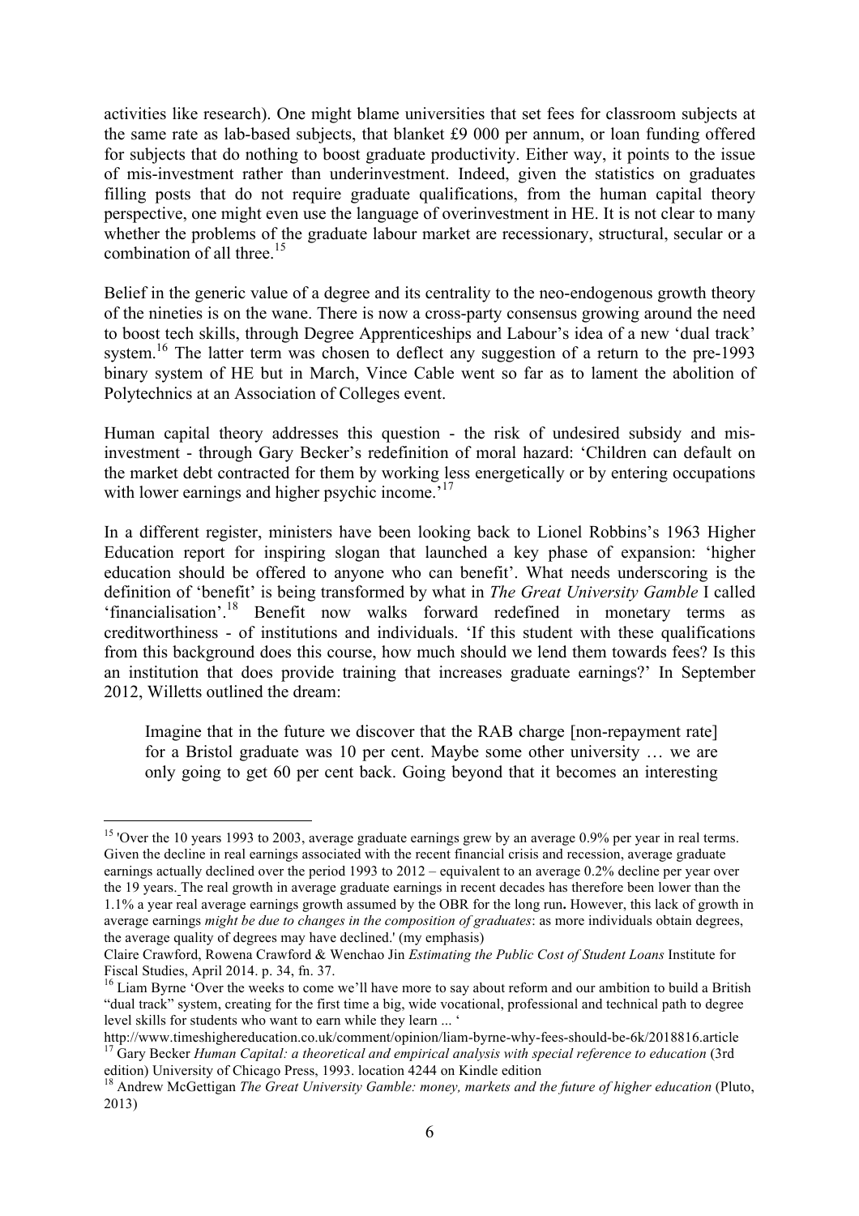activities like research). One might blame universities that set fees for classroom subjects at the same rate as lab-based subjects, that blanket £9 000 per annum, or loan funding offered for subjects that do nothing to boost graduate productivity. Either way, it points to the issue of mis-investment rather than underinvestment. Indeed, given the statistics on graduates filling posts that do not require graduate qualifications, from the human capital theory perspective, one might even use the language of overinvestment in HE. It is not clear to many whether the problems of the graduate labour market are recessionary, structural, secular or a combination of all three.[15]

Belief in the generic value of a degree and its centrality to the neo-endogenous growth theory of the nineties is on the wane. There is now a cross-party consensus growing around the need to boost tech skills, through Degree Apprenticeships and Labour's idea of a new 'dual track' system.[16] The latter term was chosen to deflect any suggestion of a return to the pre-1993 binary system of HE but in March, Vince Cable went so far as to lament the abolition of Polytechnics at an Association of Colleges event.

Human capital theory addresses this question - the risk of undesired subsidy and mis-investment - through Gary Becker's redefinition of moral hazard: 'Children can default on the market debt contracted for them by working less energetically or by entering occupations with lower earnings and higher psychic income.'[17]

In a different register, ministers have been looking back to Lionel Robbins's 1963 Higher Education report for inspiring slogan that launched a key phase of expansion: 'higher education should be offered to anyone who can benefit'. What needs underscoring is the definition of 'benefit' is being transformed by what in *The Great University Gamble* I called 'financialisation'.[18] Benefit now walks forward redefined in monetary terms as creditworthiness - of institutions and individuals. 'If this student with these qualifications from this background does this course, how much should we lend them towards fees? Is this an institution that does provide training that increases graduate earnings?' In September 2012, Willetts outlined the dream:

> Imagine that in the future we discover that the RAB charge [non-repayment rate] for a Bristol graduate was 10 per cent. Maybe some other university … we are only going to get 60 per cent back. Going beyond that it becomes an interesting

---

[15] 'Over the 10 years 1993 to 2003, average graduate earnings grew by an average 0.9% per year in real terms. Given the decline in real earnings associated with the recent financial crisis and recession, average graduate earnings actually declined over the period 1993 to 2012 – equivalent to an average 0.2% decline per year over the 19 years. The real growth in average graduate earnings in recent decades has therefore been lower than the 1.1% a year real average earnings growth assumed by the OBR for the long run**.** However, this lack of growth in average earnings *might be due to changes in the composition of graduates*: as more individuals obtain degrees, the average quality of degrees may have declined.' (my emphasis)

Claire Crawford, Rowena Crawford & Wenchao Jin *Estimating the Public Cost of Student Loans* Institute for Fiscal Studies, April 2014. p. 34, fn. 37.

[16] Liam Byrne 'Over the weeks to come we'll have more to say about reform and our ambition to build a British "dual track" system, creating for the first time a big, wide vocational, professional and technical path to degree level skills for students who want to earn while they learn ... '

http://www.timeshighereducation.co.uk/comment/opinion/liam-byrne-why-fees-should-be-6k/2018816.article

[17] Gary Becker *Human Capital: a theoretical and empirical analysis with special reference to education* (3rd edition) University of Chicago Press, 1993. location 4244 on Kindle edition

[18] Andrew McGettigan *The Great University Gamble: money, markets and the future of higher education* (Pluto, 2013)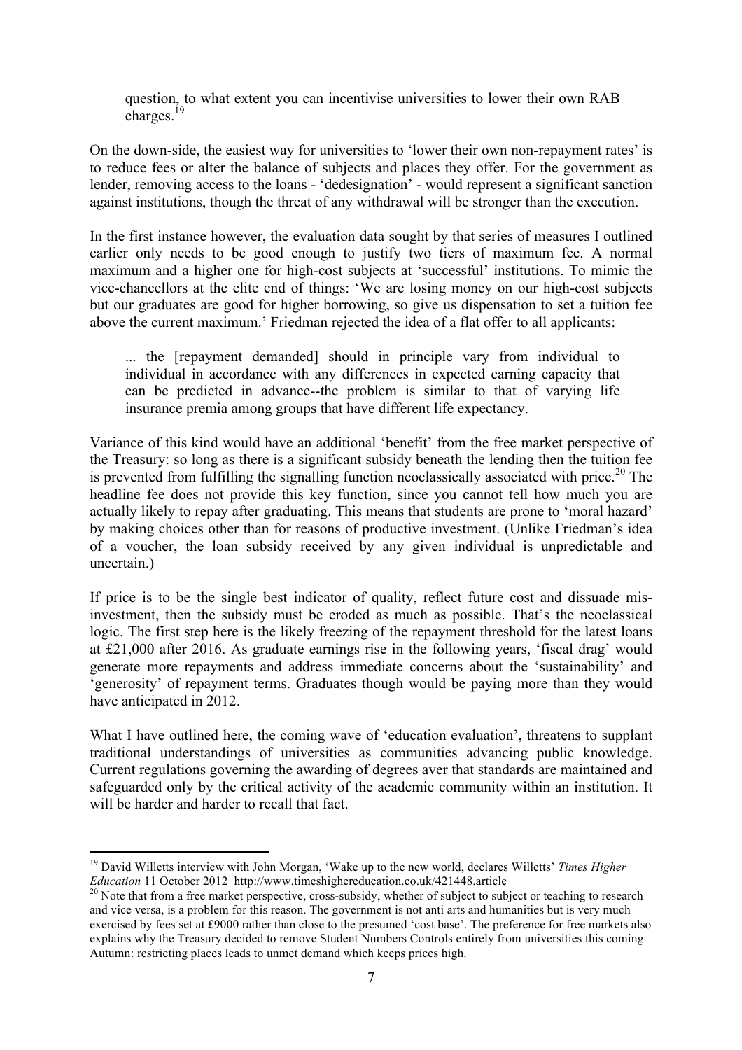> question, to what extent you can incentivise universities to lower their own RAB charges.[19]

On the down-side, the easiest way for universities to 'lower their own non-repayment rates' is to reduce fees or alter the balance of subjects and places they offer. For the government as lender, removing access to the loans - 'dedesignation' - would represent a significant sanction against institutions, though the threat of any withdrawal will be stronger than the execution.

In the first instance however, the evaluation data sought by that series of measures I outlined earlier only needs to be good enough to justify two tiers of maximum fee. A normal maximum and a higher one for high-cost subjects at 'successful' institutions. To mimic the vice-chancellors at the elite end of things: 'We are losing money on our high-cost subjects but our graduates are good for higher borrowing, so give us dispensation to set a tuition fee above the current maximum.' Friedman rejected the idea of a flat offer to all applicants:

> ... the [repayment demanded] should in principle vary from individual to individual in accordance with any differences in expected earning capacity that can be predicted in advance--the problem is similar to that of varying life insurance premia among groups that have different life expectancy.

Variance of this kind would have an additional 'benefit' from the free market perspective of the Treasury: so long as there is a significant subsidy beneath the lending then the tuition fee is prevented from fulfilling the signalling function neoclassically associated with price.[20] The headline fee does not provide this key function, since you cannot tell how much you are actually likely to repay after graduating. This means that students are prone to 'moral hazard' by making choices other than for reasons of productive investment. (Unlike Friedman's idea of a voucher, the loan subsidy received by any given individual is unpredictable and uncertain.)

If price is to be the single best indicator of quality, reflect future cost and dissuade mis-investment, then the subsidy must be eroded as much as possible. That's the neoclassical logic. The first step here is the likely freezing of the repayment threshold for the latest loans at £21,000 after 2016. As graduate earnings rise in the following years, 'fiscal drag' would generate more repayments and address immediate concerns about the 'sustainability' and 'generosity' of repayment terms. Graduates though would be paying more than they would have anticipated in 2012.

What I have outlined here, the coming wave of 'education evaluation', threatens to supplant traditional understandings of universities as communities advancing public knowledge. Current regulations governing the awarding of degrees aver that standards are maintained and safeguarded only by the critical activity of the academic community within an institution. It will be harder and harder to recall that fact.

---

[19] David Willetts interview with John Morgan, 'Wake up to the new world, declares Willetts' *Times Higher Education* 11 October 2012 http://www.timeshighereducation.co.uk/421448.article

[20] Note that from a free market perspective, cross-subsidy, whether of subject to subject or teaching to research and vice versa, is a problem for this reason. The government is not anti arts and humanities but is very much exercised by fees set at £9000 rather than close to the presumed 'cost base'. The preference for free markets also explains why the Treasury decided to remove Student Numbers Controls entirely from universities this coming Autumn: restricting places leads to unmet demand which keeps prices high.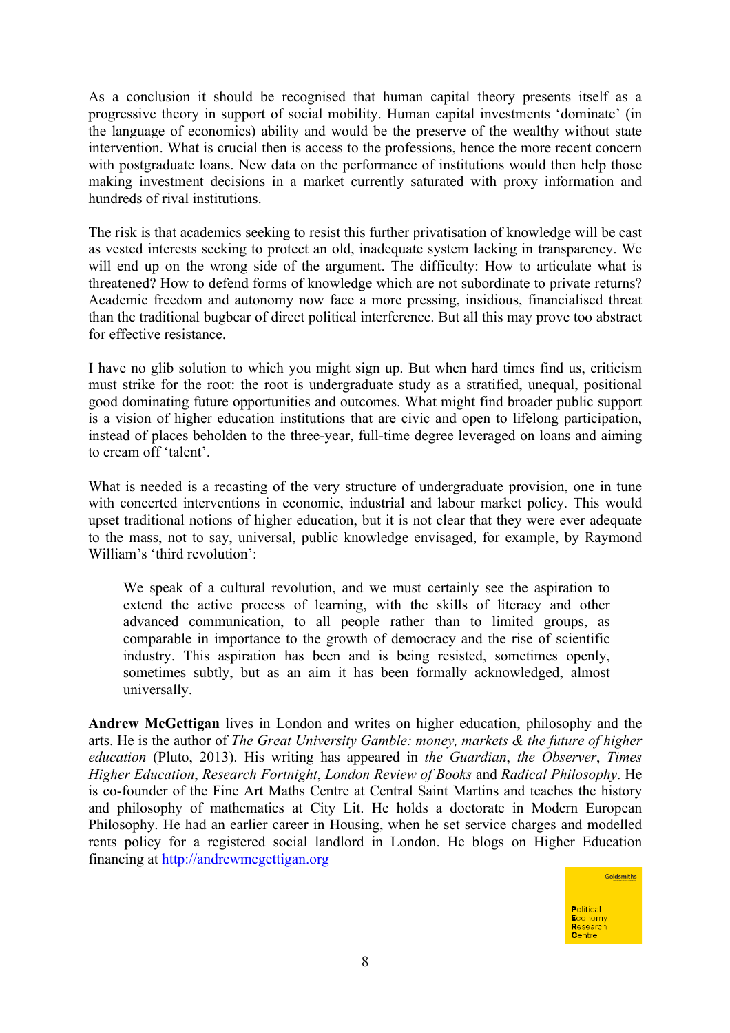As a conclusion it should be recognised that human capital theory presents itself as a progressive theory in support of social mobility. Human capital investments 'dominate' (in the language of economics) ability and would be the preserve of the wealthy without state intervention. What is crucial then is access to the professions, hence the more recent concern with postgraduate loans. New data on the performance of institutions would then help those making investment decisions in a market currently saturated with proxy information and hundreds of rival institutions.

The risk is that academics seeking to resist this further privatisation of knowledge will be cast as vested interests seeking to protect an old, inadequate system lacking in transparency. We will end up on the wrong side of the argument. The difficulty: How to articulate what is threatened? How to defend forms of knowledge which are not subordinate to private returns? Academic freedom and autonomy now face a more pressing, insidious, financialised threat than the traditional bugbear of direct political interference. But all this may prove too abstract for effective resistance.

I have no glib solution to which you might sign up. But when hard times find us, criticism must strike for the root: the root is undergraduate study as a stratified, unequal, positional good dominating future opportunities and outcomes. What might find broader public support is a vision of higher education institutions that are civic and open to lifelong participation, instead of places beholden to the three-year, full-time degree leveraged on loans and aiming to cream off 'talent'.

What is needed is a recasting of the very structure of undergraduate provision, one in tune with concerted interventions in economic, industrial and labour market policy. This would upset traditional notions of higher education, but it is not clear that they were ever adequate to the mass, not to say, universal, public knowledge envisaged, for example, by Raymond William's 'third revolution':

> We speak of a cultural revolution, and we must certainly see the aspiration to extend the active process of learning, with the skills of literacy and other advanced communication, to all people rather than to limited groups, as comparable in importance to the growth of democracy and the rise of scientific industry. This aspiration has been and is being resisted, sometimes openly, sometimes subtly, but as an aim it has been formally acknowledged, almost universally.

**Andrew McGettigan** lives in London and writes on higher education, philosophy and the arts. He is the author of *The Great University Gamble: money, markets & the future of higher education* (Pluto, 2013). His writing has appeared in *the Guardian*, *the Observer*, *Times Higher Education*, *Research Fortnight*, *London Review of Books* and *Radical Philosophy*. He is co-founder of the Fine Art Maths Centre at Central Saint Martins and teaches the history and philosophy of mathematics at City Lit. He holds a doctorate in Modern European Philosophy. He had an earlier career in Housing, when he set service charges and modelled rents policy for a registered social landlord in London. He blogs on Higher Education financing at [http://andrewmcgettigan.org](http://andrewmcgettigan.org)

Goldsmiths

Political Economy Research Centre